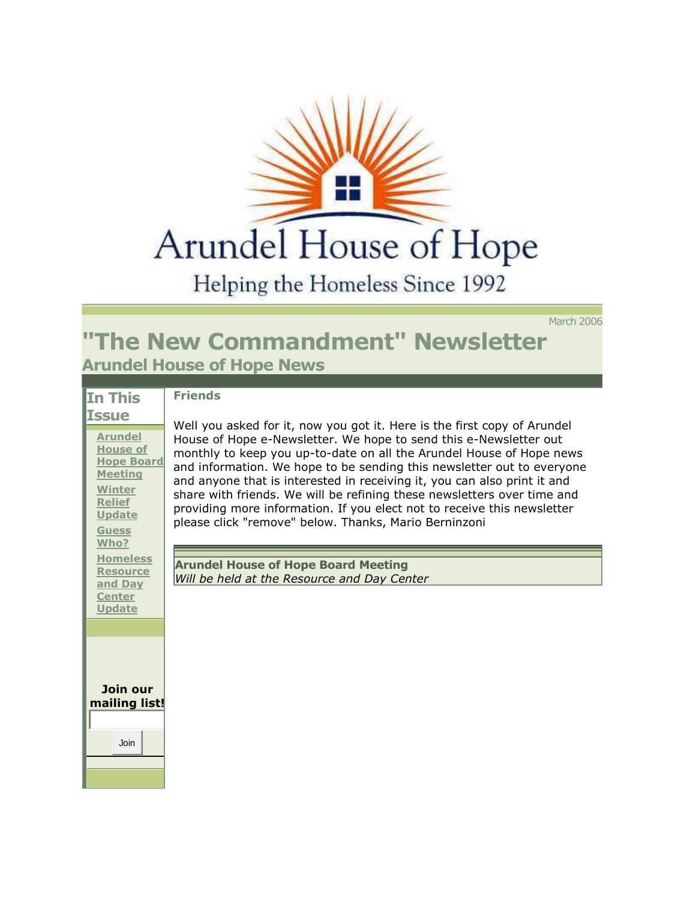# Arundel House of Hope

Helping the Homeless Since 1992

March 2006

# "The New Commandment" Newsletter

## Arundel House of Hope News

### In This Issue

- Arundel House of Hope Board Meeting
- Winter Relief Update
- Guess Who?
- Homeless Resource and Day Center Update

**Join our mailing list!**

Join

**Friends**

Well you asked for it, now you got it. Here is the first copy of Arundel House of Hope e-Newsletter. We hope to send this e-Newsletter out monthly to keep you up-to-date on all the Arundel House of Hope news and information. We hope to be sending this newsletter out to everyone and anyone that is interested in receiving it, you can also print it and share with friends. We will be refining these newsletters over time and providing more information. If you elect not to receive this newsletter please click "remove" below. Thanks, Mario Berninzoni

**Arundel House of Hope Board Meeting**

*Will be held at the Resource and Day Center*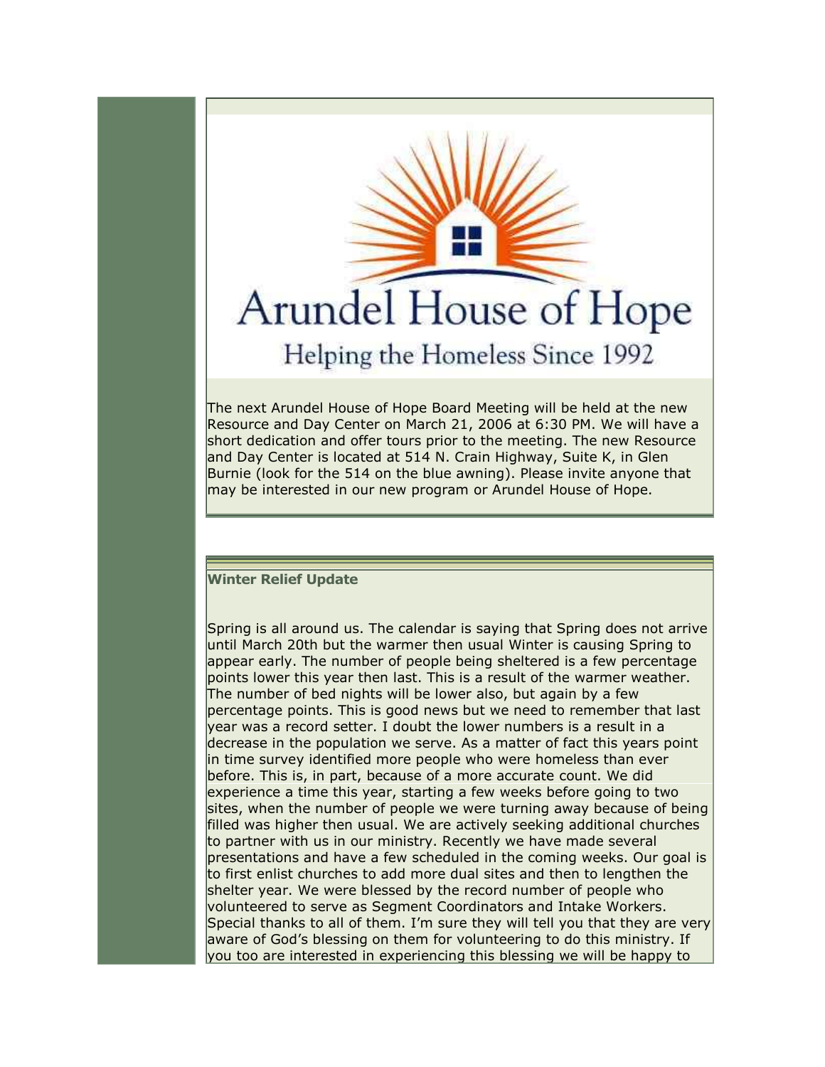# Arundel House of Hope

Helping the Homeless Since 1992

The next Arundel House of Hope Board Meeting will be held at the new Resource and Day Center on March 21, 2006 at 6:30 PM. We will have a short dedication and offer tours prior to the meeting. The new Resource and Day Center is located at 514 N. Crain Highway, Suite K, in Glen Burnie (look for the 514 on the blue awning). Please invite anyone that may be interested in our new program or Arundel House of Hope.

**Winter Relief Update**

Spring is all around us. The calendar is saying that Spring does not arrive until March 20th but the warmer then usual Winter is causing Spring to appear early. The number of people being sheltered is a few percentage points lower this year then last. This is a result of the warmer weather. The number of bed nights will be lower also, but again by a few percentage points. This is good news but we need to remember that last year was a record setter. I doubt the lower numbers is a result in a decrease in the population we serve. As a matter of fact this years point in time survey identified more people who were homeless than ever before. This is, in part, because of a more accurate count. We did experience a time this year, starting a few weeks before going to two sites, when the number of people we were turning away because of being filled was higher then usual. We are actively seeking additional churches to partner with us in our ministry. Recently we have made several presentations and have a few scheduled in the coming weeks. Our goal is to first enlist churches to add more dual sites and then to lengthen the shelter year. We were blessed by the record number of people who volunteered to serve as Segment Coordinators and Intake Workers. Special thanks to all of them. I'm sure they will tell you that they are very aware of God's blessing on them for volunteering to do this ministry. If you too are interested in experiencing this blessing we will be happy to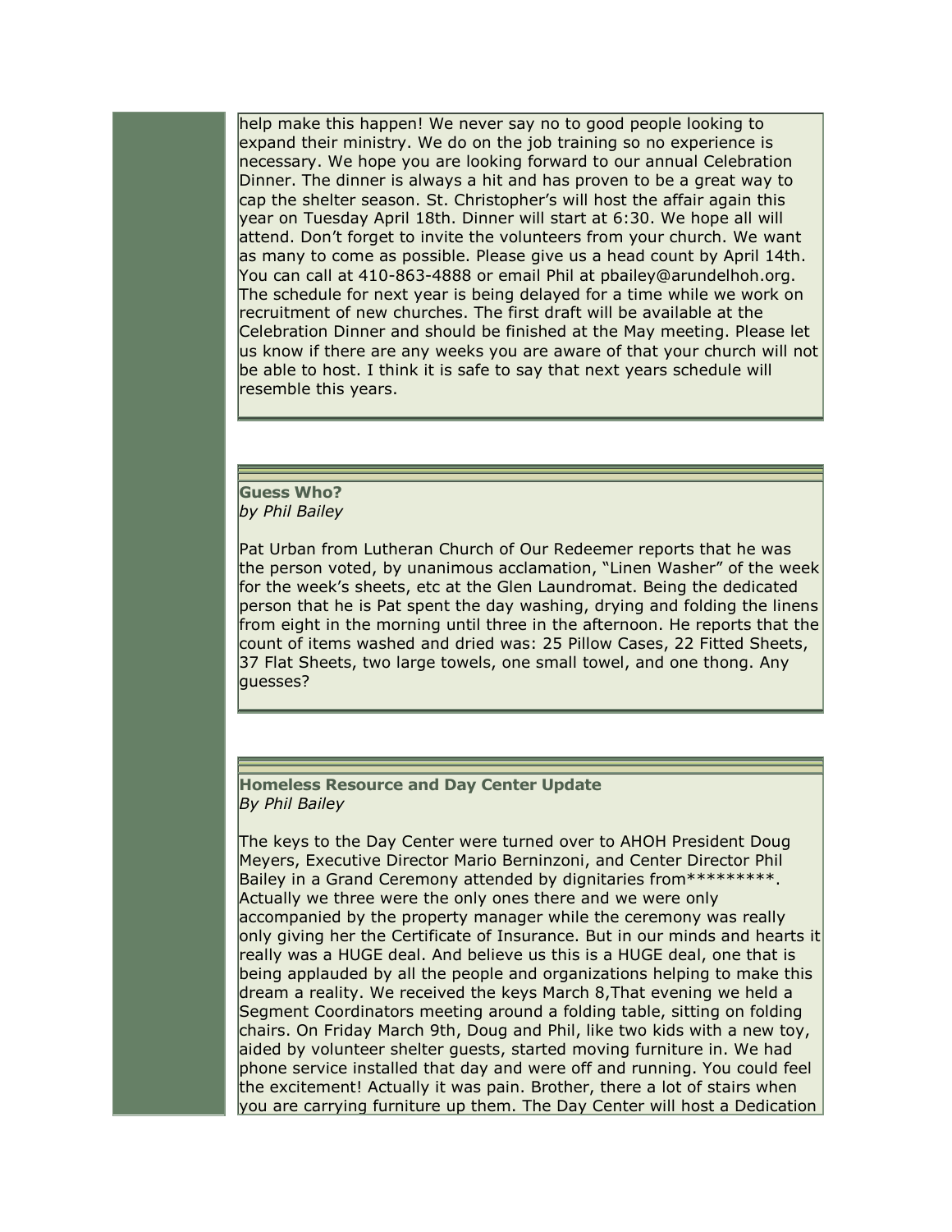help make this happen! We never say no to good people looking to expand their ministry. We do on the job training so no experience is necessary. We hope you are looking forward to our annual Celebration Dinner. The dinner is always a hit and has proven to be a great way to cap the shelter season. St. Christopher's will host the affair again this year on Tuesday April 18th. Dinner will start at 6:30. We hope all will attend. Don't forget to invite the volunteers from your church. We want as many to come as possible. Please give us a head count by April 14th. You can call at 410-863-4888 or email Phil at pbailey@arundelhoh.org. The schedule for next year is being delayed for a time while we work on recruitment of new churches. The first draft will be available at the Celebration Dinner and should be finished at the May meeting. Please let us know if there are any weeks you are aware of that your church will not be able to host. I think it is safe to say that next years schedule will resemble this years.

### Guess Who?

*by Phil Bailey*

Pat Urban from Lutheran Church of Our Redeemer reports that he was the person voted, by unanimous acclamation, "Linen Washer" of the week for the week's sheets, etc at the Glen Laundromat. Being the dedicated person that he is Pat spent the day washing, drying and folding the linens from eight in the morning until three in the afternoon. He reports that the count of items washed and dried was: 25 Pillow Cases, 22 Fitted Sheets, 37 Flat Sheets, two large towels, one small towel, and one thong. Any guesses?

### Homeless Resource and Day Center Update

*By Phil Bailey*

The keys to the Day Center were turned over to AHOH President Doug Meyers, Executive Director Mario Berninzoni, and Center Director Phil Bailey in a Grand Ceremony attended by dignitaries from*********. Actually we three were the only ones there and we were only accompanied by the property manager while the ceremony was really only giving her the Certificate of Insurance. But in our minds and hearts it really was a HUGE deal. And believe us this is a HUGE deal, one that is being applauded by all the people and organizations helping to make this dream a reality. We received the keys March 8,That evening we held a Segment Coordinators meeting around a folding table, sitting on folding chairs. On Friday March 9th, Doug and Phil, like two kids with a new toy, aided by volunteer shelter guests, started moving furniture in. We had phone service installed that day and were off and running. You could feel the excitement! Actually it was pain. Brother, there a lot of stairs when you are carrying furniture up them. The Day Center will host a Dedication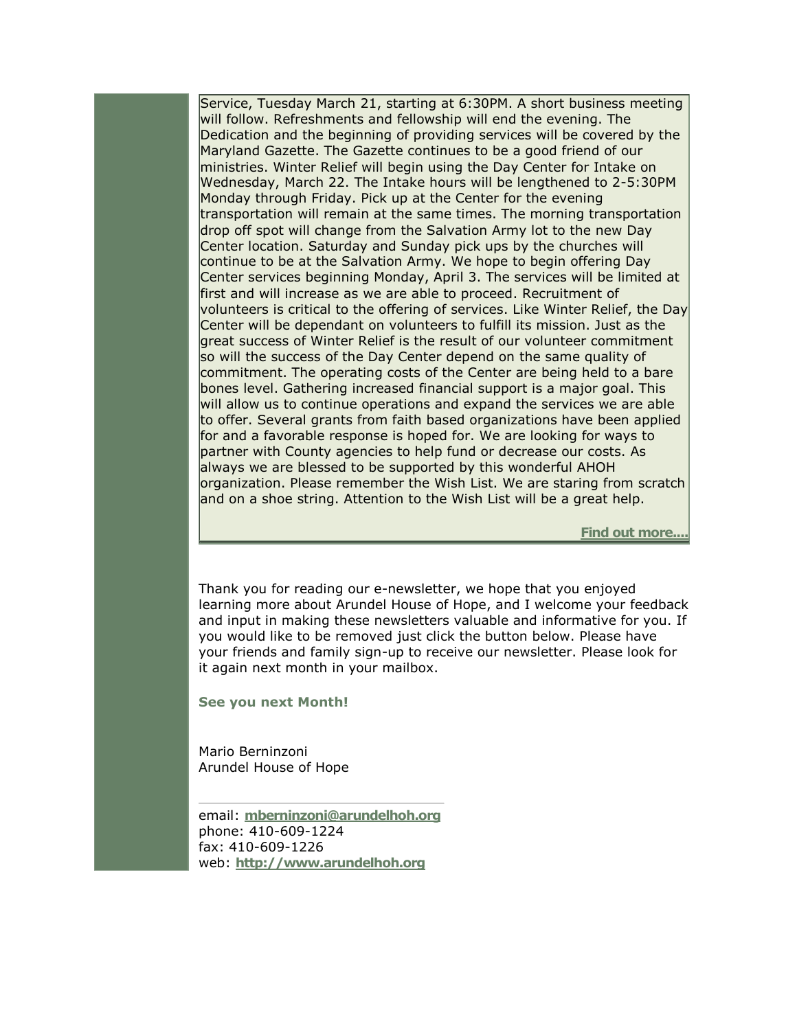Service, Tuesday March 21, starting at 6:30PM. A short business meeting will follow. Refreshments and fellowship will end the evening. The Dedication and the beginning of providing services will be covered by the Maryland Gazette. The Gazette continues to be a good friend of our ministries. Winter Relief will begin using the Day Center for Intake on Wednesday, March 22. The Intake hours will be lengthened to 2-5:30PM Monday through Friday. Pick up at the Center for the evening transportation will remain at the same times. The morning transportation drop off spot will change from the Salvation Army lot to the new Day Center location. Saturday and Sunday pick ups by the churches will continue to be at the Salvation Army. We hope to begin offering Day Center services beginning Monday, April 3. The services will be limited at first and will increase as we are able to proceed. Recruitment of volunteers is critical to the offering of services. Like Winter Relief, the Day Center will be dependant on volunteers to fulfill its mission. Just as the great success of Winter Relief is the result of our volunteer commitment so will the success of the Day Center depend on the same quality of commitment. The operating costs of the Center are being held to a bare bones level. Gathering increased financial support is a major goal. This will allow us to continue operations and expand the services we are able to offer. Several grants from faith based organizations have been applied for and a favorable response is hoped for. We are looking for ways to partner with County agencies to help fund or decrease our costs. As always we are blessed to be supported by this wonderful AHOH organization. Please remember the Wish List. We are staring from scratch and on a shoe string. Attention to the Wish List will be a great help.

**Find out more....**

Thank you for reading our e-newsletter, we hope that you enjoyed learning more about Arundel House of Hope, and I welcome your feedback and input in making these newsletters valuable and informative for you. If you would like to be removed just click the button below. Please have your friends and family sign-up to receive our newsletter. Please look for it again next month in your mailbox.

**See you next Month!**

Mario Berninzoni
Arundel House of Hope

---

email: **mberninzoni@arundelhoh.org**
phone: 410-609-1224
fax: 410-609-1226
web: **http://www.arundelhoh.org**